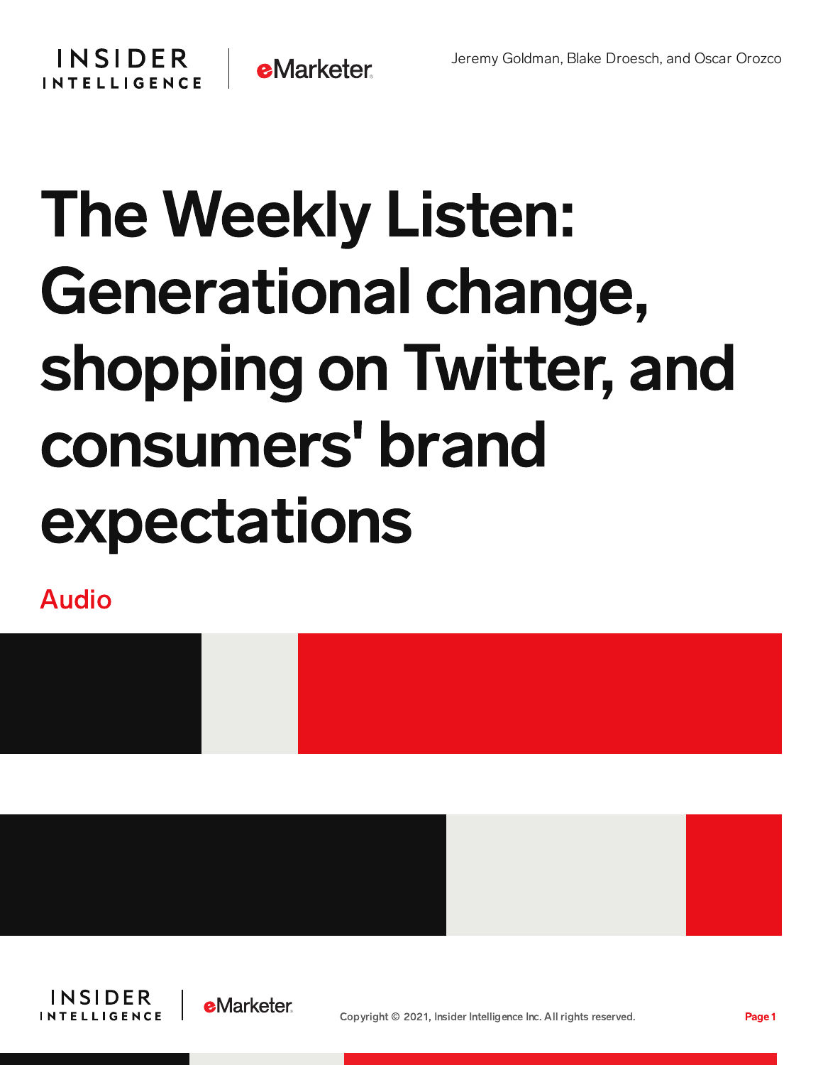Jeremy Goldman, Blake Droesch, and Oscar Orozco

# The Weekly Listen: Generational change, shopping on Twitter, and consumers' brand expectations

Audio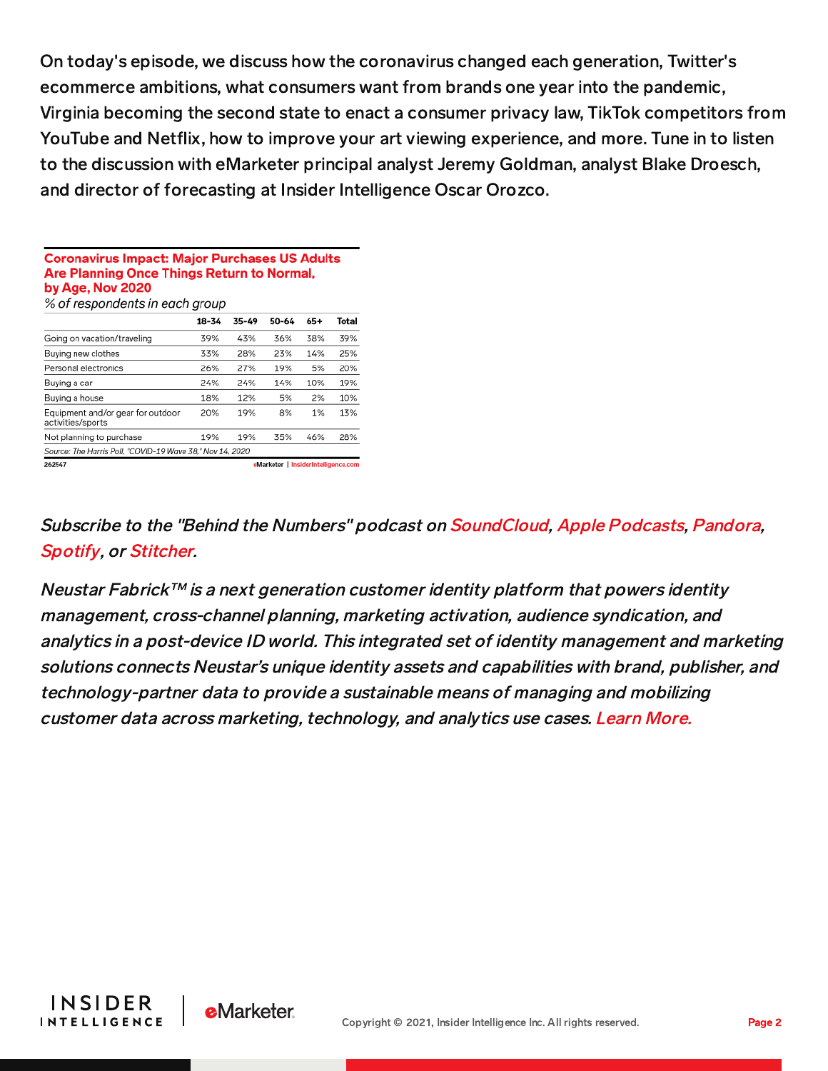On today's episode, we discuss how the coronavirus changed each generation, Twitter's ecommerce ambitions, what consumers want from brands one year into the pandemic, Virginia becoming the second state to enact a consumer privacy law, TikTok competitors from YouTube and Netflix, how to improve your art viewing experience, and more. Tune in to listen to the discussion with eMarketer principal analyst Jeremy Goldman, analyst Blake Droesch, and director of forecasting at Insider Intelligence Oscar Orozco.

**Coronavirus Impact: Major Purchases US Adults Are Planning Once Things Return to Normal, by Age, Nov 2020**

*% of respondents in each group*

| | 18-34 | 35-49 | 50-64 | 65+ | Total |
|---|---|---|---|---|---|
| Going on vacation/traveling | 39% | 43% | 36% | 38% | 39% |
| Buying new clothes | 33% | 28% | 23% | 14% | 25% |
| Personal electronics | 26% | 27% | 19% | 5% | 20% |
| Buying a car | 24% | 24% | 14% | 10% | 19% |
| Buying a house | 18% | 12% | 5% | 2% | 10% |
| Equipment and/or gear for outdoor activities/sports | 20% | 19% | 8% | 1% | 13% |
| Not planning to purchase | 19% | 19% | 35% | 46% | 28% |

*Source: The Harris Poll, "COVID-19 Wave 38," Nov 14, 2020*

262547 eMarketer | InsiderIntelligence.com

*Subscribe to the "Behind the Numbers" podcast on SoundCloud, Apple Podcasts, Pandora, Spotify, or Stitcher.*

*Neustar Fabrick™ is a next generation customer identity platform that powers identity management, cross-channel planning, marketing activation, audience syndication, and analytics in a post-device ID world. This integrated set of identity management and marketing solutions connects Neustar's unique identity assets and capabilities with brand, publisher, and technology-partner data to provide a sustainable means of managing and mobilizing customer data across marketing, technology, and analytics use cases. Learn More.*